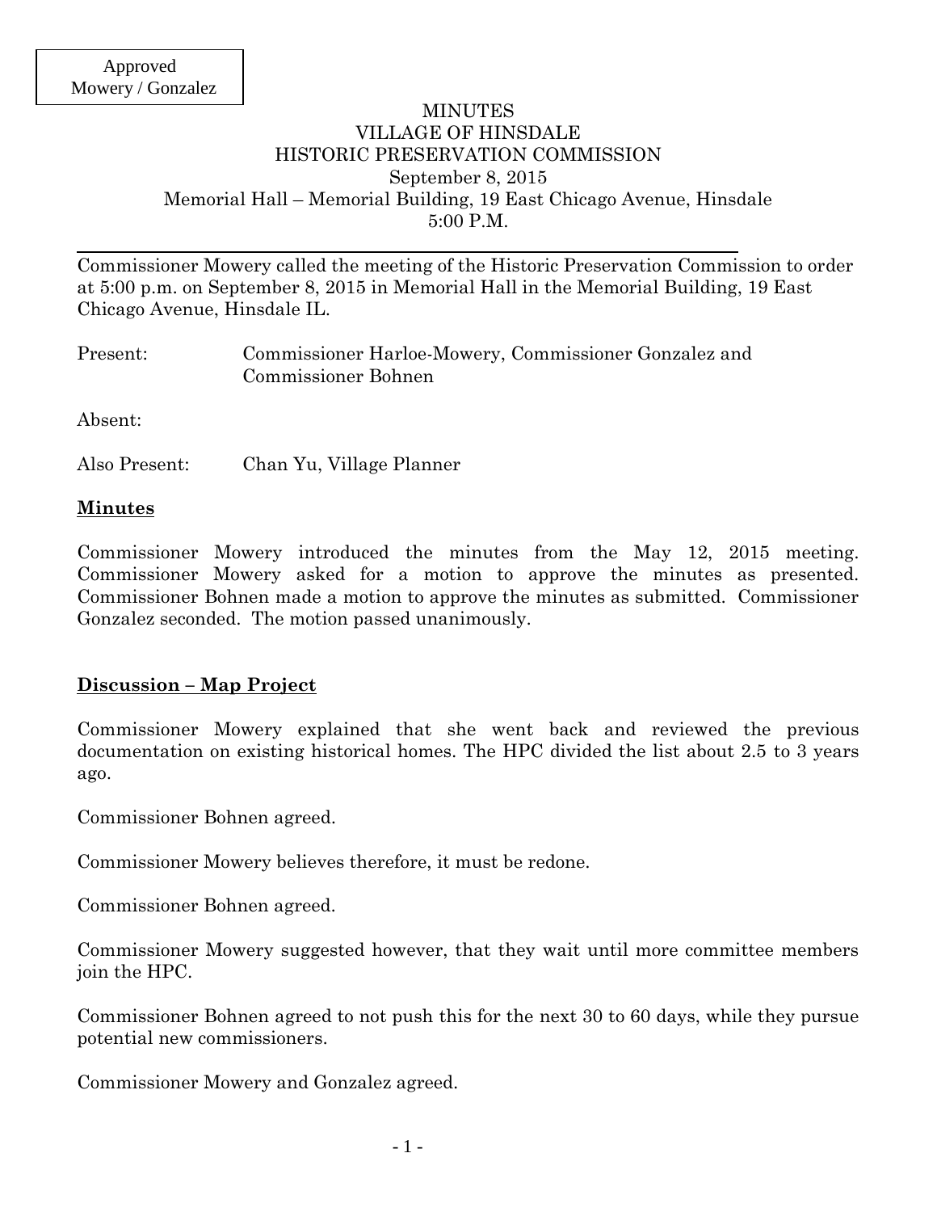Approved
Mowery / Gonzalez

# MINUTES
## VILLAGE OF HINSDALE
## HISTORIC PRESERVATION COMMISSION

September 8, 2015
Memorial Hall – Memorial Building, 19 East Chicago Avenue, Hinsdale
5:00 P.M.

---

Commissioner Mowery called the meeting of the Historic Preservation Commission to order at 5:00 p.m. on September 8, 2015 in Memorial Hall in the Memorial Building, 19 East Chicago Avenue, Hinsdale IL.

Present: Commissioner Harloe-Mowery, Commissioner Gonzalez and Commissioner Bohnen

Absent:

Also Present: Chan Yu, Village Planner

**Minutes**

Commissioner Mowery introduced the minutes from the May 12, 2015 meeting. Commissioner Mowery asked for a motion to approve the minutes as presented. Commissioner Bohnen made a motion to approve the minutes as submitted. Commissioner Gonzalez seconded. The motion passed unanimously.

**Discussion – Map Project**

Commissioner Mowery explained that she went back and reviewed the previous documentation on existing historical homes. The HPC divided the list about 2.5 to 3 years ago.

Commissioner Bohnen agreed.

Commissioner Mowery believes therefore, it must be redone.

Commissioner Bohnen agreed.

Commissioner Mowery suggested however, that they wait until more committee members join the HPC.

Commissioner Bohnen agreed to not push this for the next 30 to 60 days, while they pursue potential new commissioners.

Commissioner Mowery and Gonzalez agreed.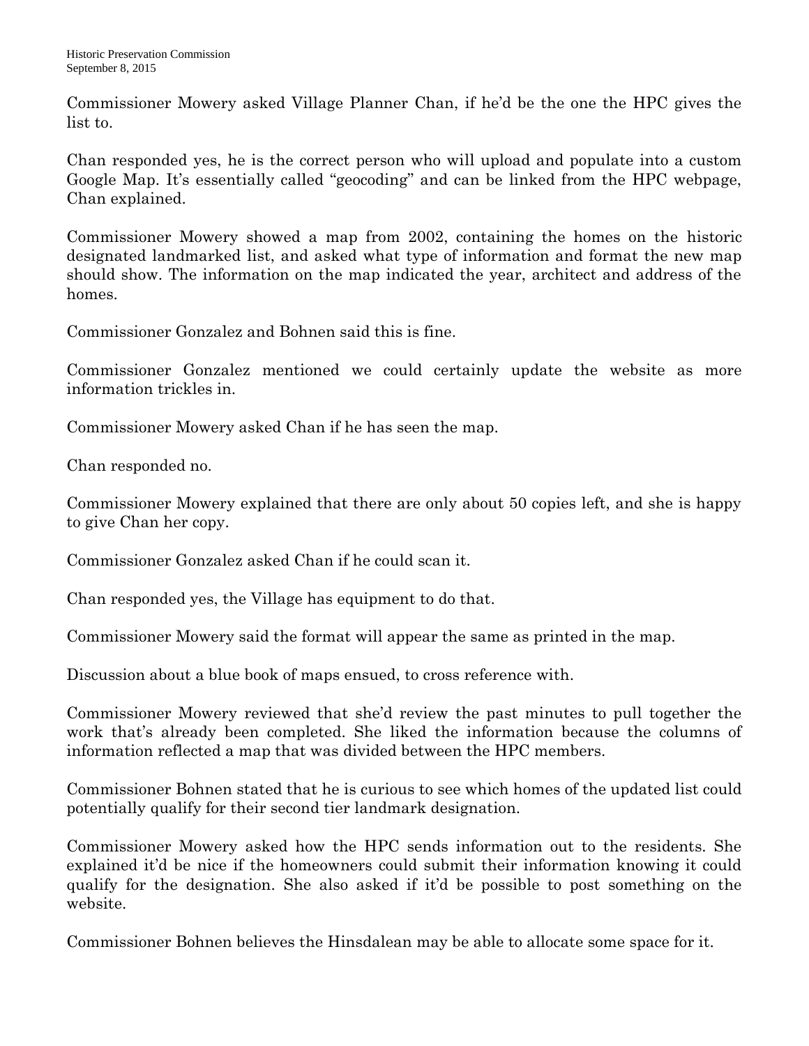Commissioner Mowery asked Village Planner Chan, if he'd be the one the HPC gives the list to.

Chan responded yes, he is the correct person who will upload and populate into a custom Google Map. It's essentially called "geocoding" and can be linked from the HPC webpage, Chan explained.

Commissioner Mowery showed a map from 2002, containing the homes on the historic designated landmarked list, and asked what type of information and format the new map should show. The information on the map indicated the year, architect and address of the homes.

Commissioner Gonzalez and Bohnen said this is fine.

Commissioner Gonzalez mentioned we could certainly update the website as more information trickles in.

Commissioner Mowery asked Chan if he has seen the map.

Chan responded no.

Commissioner Mowery explained that there are only about 50 copies left, and she is happy to give Chan her copy.

Commissioner Gonzalez asked Chan if he could scan it.

Chan responded yes, the Village has equipment to do that.

Commissioner Mowery said the format will appear the same as printed in the map.

Discussion about a blue book of maps ensued, to cross reference with.

Commissioner Mowery reviewed that she'd review the past minutes to pull together the work that's already been completed. She liked the information because the columns of information reflected a map that was divided between the HPC members.

Commissioner Bohnen stated that he is curious to see which homes of the updated list could potentially qualify for their second tier landmark designation.

Commissioner Mowery asked how the HPC sends information out to the residents. She explained it'd be nice if the homeowners could submit their information knowing it could qualify for the designation. She also asked if it'd be possible to post something on the website.

Commissioner Bohnen believes the Hinsdalean may be able to allocate some space for it.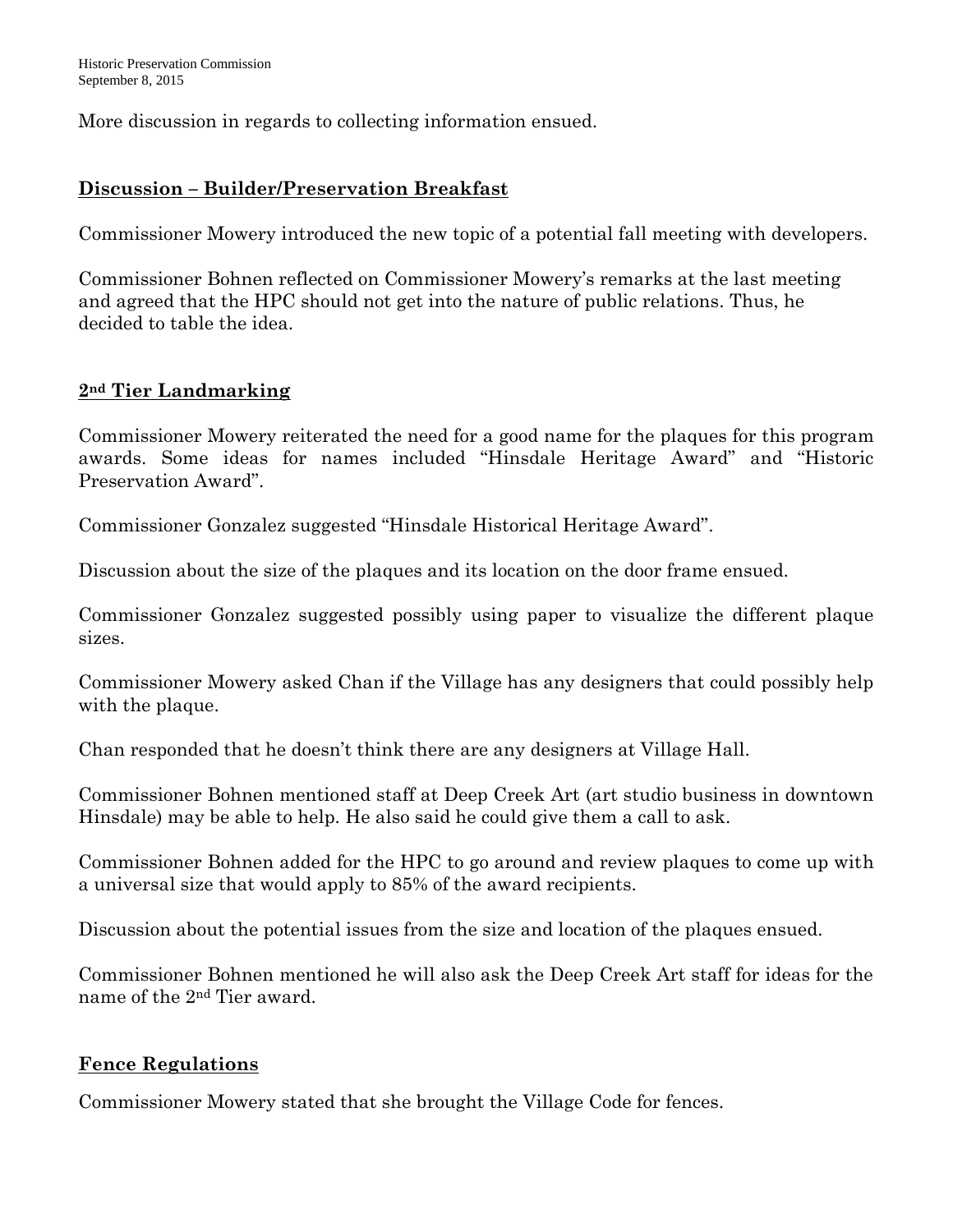More discussion in regards to collecting information ensued.

## Discussion – Builder/Preservation Breakfast

Commissioner Mowery introduced the new topic of a potential fall meeting with developers.

Commissioner Bohnen reflected on Commissioner Mowery's remarks at the last meeting and agreed that the HPC should not get into the nature of public relations. Thus, he decided to table the idea.

## 2nd Tier Landmarking

Commissioner Mowery reiterated the need for a good name for the plaques for this program awards. Some ideas for names included "Hinsdale Heritage Award" and "Historic Preservation Award".

Commissioner Gonzalez suggested "Hinsdale Historical Heritage Award".

Discussion about the size of the plaques and its location on the door frame ensued.

Commissioner Gonzalez suggested possibly using paper to visualize the different plaque sizes.

Commissioner Mowery asked Chan if the Village has any designers that could possibly help with the plaque.

Chan responded that he doesn't think there are any designers at Village Hall.

Commissioner Bohnen mentioned staff at Deep Creek Art (art studio business in downtown Hinsdale) may be able to help. He also said he could give them a call to ask.

Commissioner Bohnen added for the HPC to go around and review plaques to come up with a universal size that would apply to 85% of the award recipients.

Discussion about the potential issues from the size and location of the plaques ensued.

Commissioner Bohnen mentioned he will also ask the Deep Creek Art staff for ideas for the name of the 2nd Tier award.

## Fence Regulations

Commissioner Mowery stated that she brought the Village Code for fences.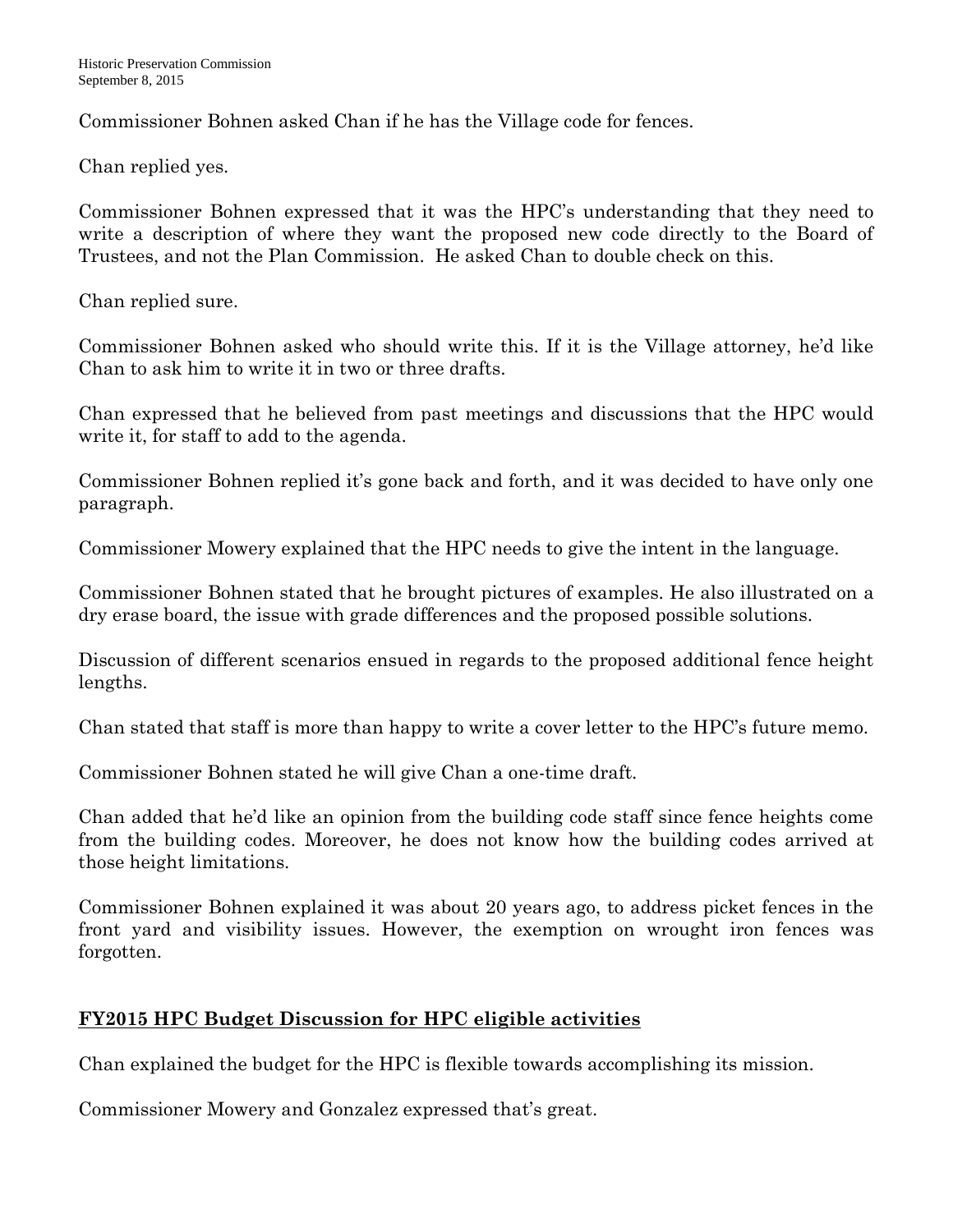Commissioner Bohnen asked Chan if he has the Village code for fences.

Chan replied yes.

Commissioner Bohnen expressed that it was the HPC's understanding that they need to write a description of where they want the proposed new code directly to the Board of Trustees, and not the Plan Commission. He asked Chan to double check on this.

Chan replied sure.

Commissioner Bohnen asked who should write this. If it is the Village attorney, he'd like Chan to ask him to write it in two or three drafts.

Chan expressed that he believed from past meetings and discussions that the HPC would write it, for staff to add to the agenda.

Commissioner Bohnen replied it's gone back and forth, and it was decided to have only one paragraph.

Commissioner Mowery explained that the HPC needs to give the intent in the language.

Commissioner Bohnen stated that he brought pictures of examples. He also illustrated on a dry erase board, the issue with grade differences and the proposed possible solutions.

Discussion of different scenarios ensued in regards to the proposed additional fence height lengths.

Chan stated that staff is more than happy to write a cover letter to the HPC's future memo.

Commissioner Bohnen stated he will give Chan a one-time draft.

Chan added that he'd like an opinion from the building code staff since fence heights come from the building codes. Moreover, he does not know how the building codes arrived at those height limitations.

Commissioner Bohnen explained it was about 20 years ago, to address picket fences in the front yard and visibility issues. However, the exemption on wrought iron fences was forgotten.

## **FY2015 HPC Budget Discussion for HPC eligible activities**

Chan explained the budget for the HPC is flexible towards accomplishing its mission.

Commissioner Mowery and Gonzalez expressed that's great.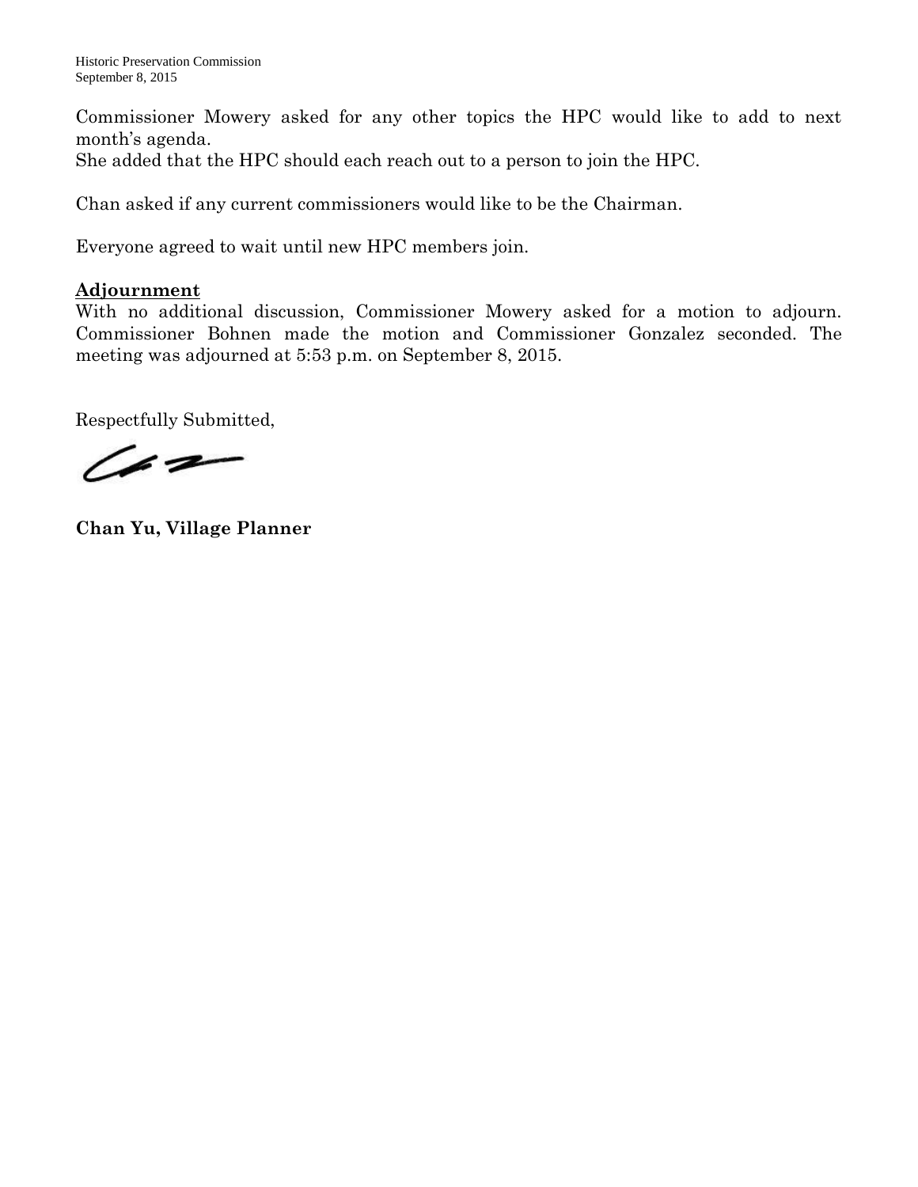Commissioner Mowery asked for any other topics the HPC would like to add to next month's agenda.
She added that the HPC should each reach out to a person to join the HPC.

Chan asked if any current commissioners would like to be the Chairman.

Everyone agreed to wait until new HPC members join.

**Adjournment**
With no additional discussion, Commissioner Mowery asked for a motion to adjourn. Commissioner Bohnen made the motion and Commissioner Gonzalez seconded. The meeting was adjourned at 5:53 p.m. on September 8, 2015.

Respectfully Submitted,

**Chan Yu, Village Planner**